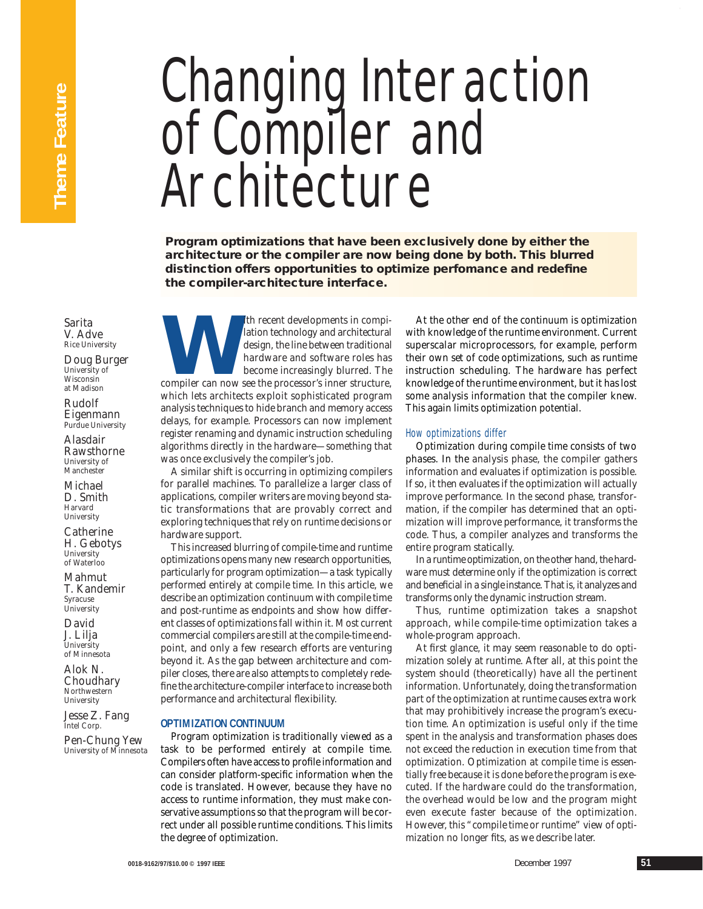Theme Feature

# Changing Interaction of Compiler and Architecture

**Program optimizations that have been exclusively done by either the architecture or the compiler are now being done by both. This blurred distinction offers opportunities to optimize perfomance and redefine the compiler-architecture interface.**

Sarita V. Adve
Rice University

Doug Burger
University of Wisconsin at Madison

Rudolf Eigenmann
Purdue University

Alasdair Rawsthorne
University of Manchester

Michael D. Smith
Harvard University

Catherine H. Gebotys
University of Waterloo

Mahmut T. Kandemir
Syracuse University

David J. Lilja
University of Minnesota

Alok N. Choudhary
Northwestern University

Jesse Z. Fang
Intel Corp.

Pen-Chung Yew
University of Minnesota

With recent developments in compilation technology and architectural design, the line between traditional hardware and software roles has become increasingly blurred. The compiler can now see the processor's inner structure, which lets architects exploit sophisticated program analysis techniques to hide branch and memory access delays, for example. Processors can now implement register renaming and dynamic instruction scheduling algorithms directly in the hardware—something that was once exclusively the compiler's job.

A similar shift is occurring in optimizing compilers for parallel machines. To parallelize a larger class of applications, compiler writers are moving beyond static transformations that are provably correct and exploring techniques that rely on runtime decisions or hardware support.

This increased blurring of compile-time and runtime optimizations opens many new research opportunities, particularly for program optimization—a task typically performed entirely at compile time. In this article, we describe an optimization continuum with compile time and post-runtime as endpoints and show how different classes of optimizations fall within it. Most current commercial compilers are still at the compile-time endpoint, and only a few research efforts are venturing beyond it. As the gap between architecture and compiler closes, there are also attempts to completely redefine the architecture-compiler interface to increase both performance and architectural flexibility.

## OPTIMIZATION CONTINUUM

Program optimization is traditionally viewed as a task to be performed entirely at compile time. Compilers often have access to profile information and can consider platform-specific information when the code is translated. However, because they have no access to runtime information, they must make conservative assumptions so that the program will be correct under all possible runtime conditions. This limits the degree of optimization.

At the other end of the continuum is optimization with knowledge of the runtime environment. Current superscalar microprocessors, for example, perform their own set of code optimizations, such as runtime instruction scheduling. The hardware has perfect knowledge of the runtime environment, but it has lost some analysis information that the compiler knew. This again limits optimization potential.

### How optimizations differ

Optimization during compile time consists of two phases. In the analysis phase, the compiler gathers information and evaluates if optimization is possible. If so, it then evaluates if the optimization will actually improve performance. In the second phase, transformation, if the compiler has determined that an optimization will improve performance, it transforms the code. Thus, a compiler analyzes and transforms the entire program statically.

In a runtime optimization, on the other hand, the hardware must determine only if the optimization is correct and beneficial in a single instance. That is, it analyzes and transforms only the dynamic instruction stream.

Thus, runtime optimization takes a snapshot approach, while compile-time optimization takes a whole-program approach.

At first glance, it may seem reasonable to do optimization solely at runtime. After all, at this point the system should (theoretically) have all the pertinent information. Unfortunately, doing the transformation part of the optimization at runtime causes extra work that may prohibitively increase the program's execution time. An optimization is useful only if the time spent in the analysis and transformation phases does not exceed the reduction in execution time from that optimization. Optimization at compile time is essentially free because it is done before the program is executed. If the hardware could do the transformation, the overhead would be low and the program might even execute faster because of the optimization. However, this "compile time or runtime" view of optimization no longer fits, as we describe later.

0018-9162/97/$10.00 © 1997 IEEE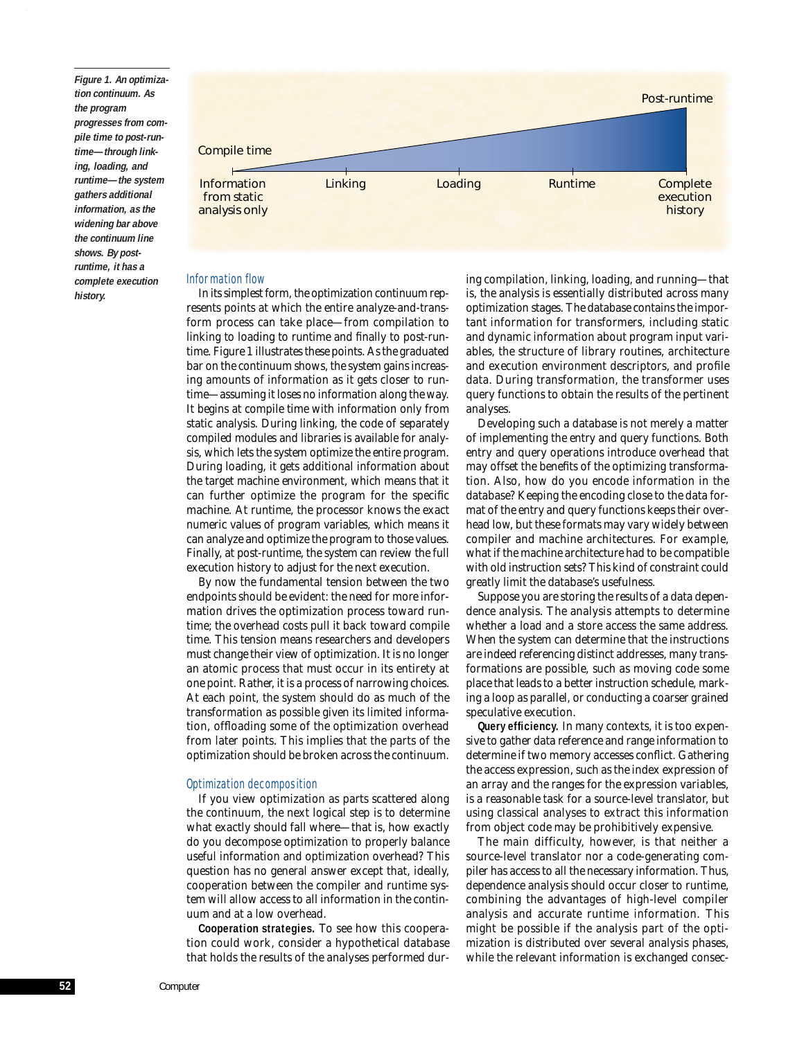Compile time

Post-runtime

| Information from static analysis only | Linking | Loading | Runtime | Complete execution history |
|---|---|---|---|---|

*Figure 1. An optimization continuum. As the program progresses from compile time to post-runtime—through linking, loading, and runtime—the system gathers additional information, as the widening bar above the continuum line shows. By post-runtime, it has a complete execution history.*

## Information flow

In its simplest form, the optimization continuum represents points at which the entire analyze-and-transform process can take place—from compilation to linking to loading to runtime and finally to post-runtime. Figure 1 illustrates these points. As the graduated bar on the continuum shows, the system gains increasing amounts of information as it gets closer to runtime—assuming it loses no information along the way. It begins at compile time with information only from static analysis. During linking, the code of separately compiled modules and libraries is available for analysis, which lets the system optimize the entire program. During loading, it gets additional information about the target machine environment, which means that it can further optimize the program for the specific machine. At runtime, the processor knows the exact numeric values of program variables, which means it can analyze and optimize the program to those values. Finally, at post-runtime, the system can review the full execution history to adjust for the next execution.

By now the fundamental tension between the two endpoints should be evident: the need for more information drives the optimization process toward runtime; the overhead costs pull it back toward compile time. This tension means researchers and developers must change their view of optimization. It is no longer an atomic process that must occur in its entirety at one point. Rather, it is a process of narrowing choices. At each point, the system should do as much of the transformation as possible given its limited information, offloading some of the optimization overhead from later points. This implies that the parts of the optimization should be broken across the continuum.

## Optimization decomposition

If you view optimization as parts scattered along the continuum, the next logical step is to determine what exactly should fall where—that is, how exactly do you decompose optimization to properly balance useful information and optimization overhead? This question has no general answer except that, ideally, cooperation between the compiler and runtime system will allow access to all information in the continuum and at a low overhead.

**Cooperation strategies.** To see how this cooperation could work, consider a hypothetical database that holds the results of the analyses performed during compilation, linking, loading, and running—that is, the analysis is essentially distributed across many optimization stages. The database contains the important information for transformers, including static and dynamic information about program input variables, the structure of library routines, architecture and execution environment descriptors, and profile data. During transformation, the transformer uses query functions to obtain the results of the pertinent analyses.

Developing such a database is not merely a matter of implementing the entry and query functions. Both entry and query operations introduce overhead that may offset the benefits of the optimizing transformation. Also, how do you encode information in the database? Keeping the encoding close to the data format of the entry and query functions keeps their overhead low, but these formats may vary widely between compiler and machine architectures. For example, what if the machine architecture had to be compatible with old instruction sets? This kind of constraint could greatly limit the database's usefulness.

Suppose you are storing the results of a data dependence analysis. The analysis attempts to determine whether a load and a store access the same address. When the system can determine that the instructions are indeed referencing distinct addresses, many transformations are possible, such as moving code some place that leads to a better instruction schedule, marking a loop as parallel, or conducting a coarser grained speculative execution.

**Query efficiency.** In many contexts, it is too expensive to gather data reference and range information to determine if two memory accesses conflict. Gathering the access expression, such as the index expression of an array and the ranges for the expression variables, is a reasonable task for a source-level translator, but using classical analyses to extract this information from object code may be prohibitively expensive.

The main difficulty, however, is that neither a source-level translator nor a code-generating compiler has access to all the necessary information. Thus, dependence analysis should occur closer to runtime, combining the advantages of high-level compiler analysis and accurate runtime information. This might be possible if the analysis part of the optimization is distributed over several analysis phases, while the relevant information is exchanged consec-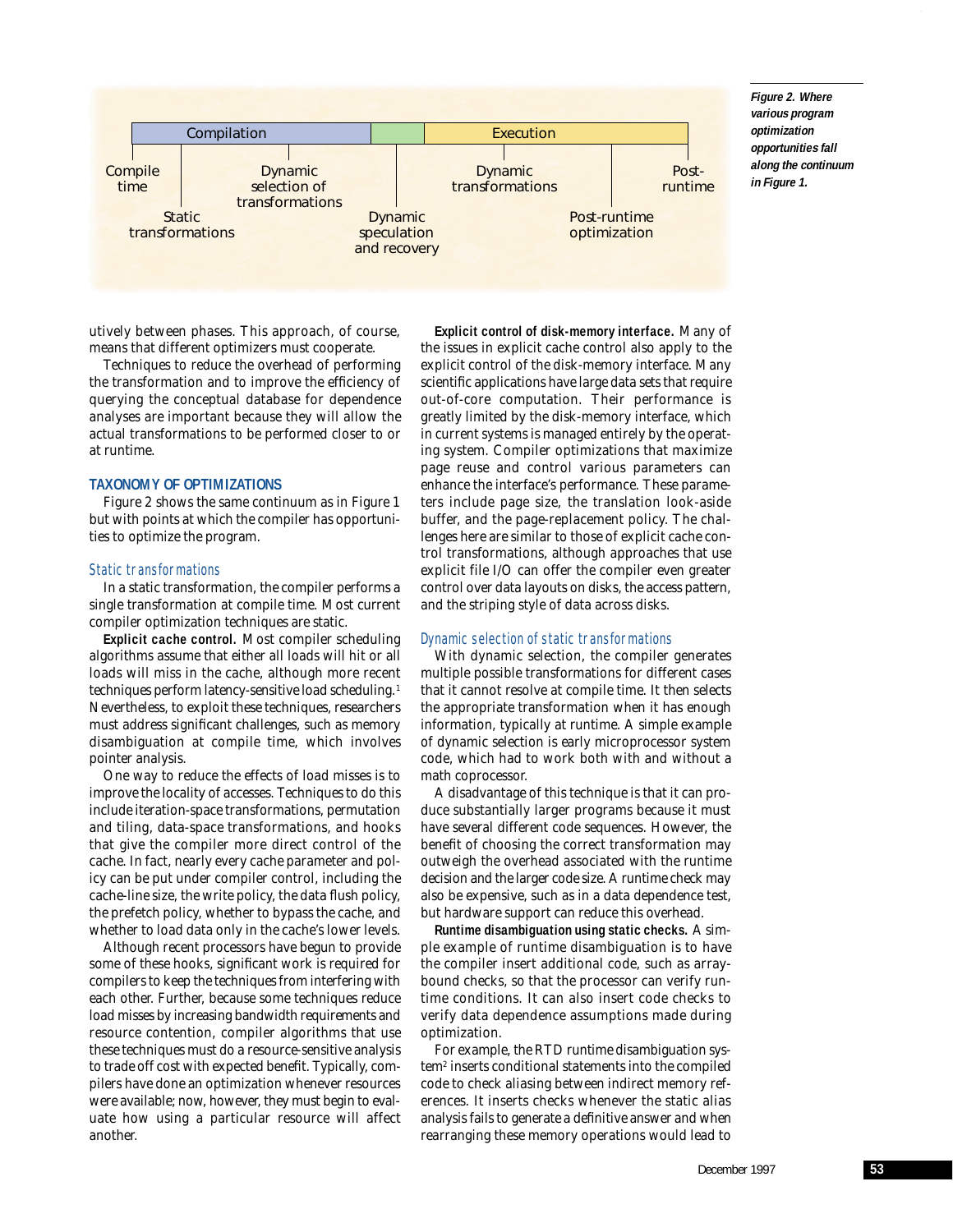Figure 2. Where various program optimization opportunities fall along the continuum in Figure 1.

utively between phases. This approach, of course, means that different optimizers must cooperate.

Techniques to reduce the overhead of performing the transformation and to improve the efficiency of querying the conceptual database for dependence analyses are important because they will allow the actual transformations to be performed closer to or at runtime.

## TAXONOMY OF OPTIMIZATIONS

Figure 2 shows the same continuum as in Figure 1 but with points at which the compiler has opportunities to optimize the program.

### Static transformations

In a static transformation, the compiler performs a single transformation at compile time. Most current compiler optimization techniques are static.

**Explicit cache control.** Most compiler scheduling algorithms assume that either all loads will hit or all loads will miss in the cache, although more recent techniques perform latency-sensitive load scheduling.[1] Nevertheless, to exploit these techniques, researchers must address significant challenges, such as memory disambiguation at compile time, which involves pointer analysis.

One way to reduce the effects of load misses is to improve the locality of accesses. Techniques to do this include iteration-space transformations, permutation and tiling, data-space transformations, and hooks that give the compiler more direct control of the cache. In fact, nearly every cache parameter and policy can be put under compiler control, including the cache-line size, the write policy, the data flush policy, the prefetch policy, whether to bypass the cache, and whether to load data only in the cache's lower levels.

Although recent processors have begun to provide some of these hooks, significant work is required for compilers to keep the techniques from interfering with each other. Further, because some techniques reduce load misses by increasing bandwidth requirements and resource contention, compiler algorithms that use these techniques must do a resource-sensitive analysis to trade off cost with expected benefit. Typically, compilers have done an optimization whenever resources were available; now, however, they must begin to evaluate how using a particular resource will affect another.

**Explicit control of disk-memory interface.** Many of the issues in explicit cache control also apply to the explicit control of the disk-memory interface. Many scientific applications have large data sets that require out-of-core computation. Their performance is greatly limited by the disk-memory interface, which in current systems is managed entirely by the operating system. Compiler optimizations that maximize page reuse and control various parameters can enhance the interface's performance. These parameters include page size, the translation look-aside buffer, and the page-replacement policy. The challenges here are similar to those of explicit cache control transformations, although approaches that use explicit file I/O can offer the compiler even greater control over data layouts on disks, the access pattern, and the striping style of data across disks.

### Dynamic selection of static transformations

With dynamic selection, the compiler generates multiple possible transformations for different cases that it cannot resolve at compile time. It then selects the appropriate transformation when it has enough information, typically at runtime. A simple example of dynamic selection is early microprocessor system code, which had to work both with and without a math coprocessor.

A disadvantage of this technique is that it can produce substantially larger programs because it must have several different code sequences. However, the benefit of choosing the correct transformation may outweigh the overhead associated with the runtime decision and the larger code size. A runtime check may also be expensive, such as in a data dependence test, but hardware support can reduce this overhead.

**Runtime disambiguation using static checks.** A simple example of runtime disambiguation is to have the compiler insert additional code, such as array-bound checks, so that the processor can verify runtime conditions. It can also insert code checks to verify data dependence assumptions made during optimization.

For example, the RTD runtime disambiguation system[2] inserts conditional statements into the compiled code to check aliasing between indirect memory references. It inserts checks whenever the static alias analysis fails to generate a definitive answer and when rearranging these memory operations would lead to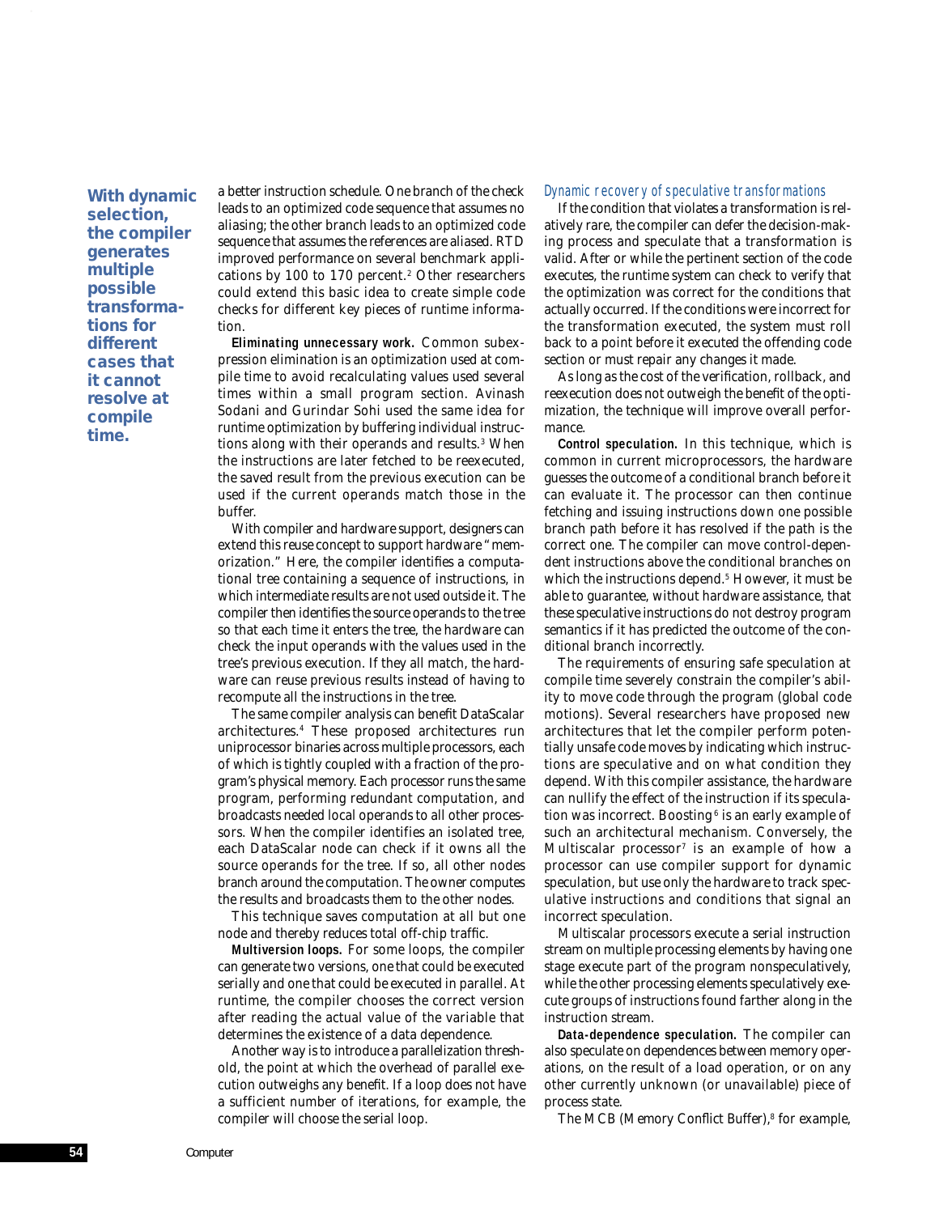**With dynamic selection, the compiler generates multiple possible transformations for different cases that it cannot resolve at compile time.**

a better instruction schedule. One branch of the check leads to an optimized code sequence that assumes no aliasing; the other branch leads to an optimized code sequence that assumes the references are aliased. RTD improved performance on several benchmark applications by 100 to 170 percent.[2] Other researchers could extend this basic idea to create simple code checks for different key pieces of runtime information.

**Eliminating unnecessary work.** Common subexpression elimination is an optimization used at compile time to avoid recalculating values used several times within a small program section. Avinash Sodani and Gurindar Sohi used the same idea for runtime optimization by buffering individual instructions along with their operands and results.[3] When the instructions are later fetched to be reexecuted, the saved result from the previous execution can be used if the current operands match those in the buffer.

With compiler and hardware support, designers can extend this reuse concept to support hardware "memorization." Here, the compiler identifies a computational tree containing a sequence of instructions, in which intermediate results are not used outside it. The compiler then identifies the source operands to the tree so that each time it enters the tree, the hardware can check the input operands with the values used in the tree's previous execution. If they all match, the hardware can reuse previous results instead of having to recompute all the instructions in the tree.

The same compiler analysis can benefit DataScalar architectures.[4] These proposed architectures run uniprocessor binaries across multiple processors, each of which is tightly coupled with a fraction of the program's physical memory. Each processor runs the same program, performing redundant computation, and broadcasts needed local operands to all other processors. When the compiler identifies an isolated tree, each DataScalar node can check if it owns all the source operands for the tree. If so, all other nodes branch around the computation. The owner computes the results and broadcasts them to the other nodes.

This technique saves computation at all but one node and thereby reduces total off-chip traffic.

**Multiversion loops.** For some loops, the compiler can generate two versions, one that could be executed serially and one that could be executed in parallel. At runtime, the compiler chooses the correct version after reading the actual value of the variable that determines the existence of a data dependence.

Another way is to introduce a parallelization threshold, the point at which the overhead of parallel execution outweighs any benefit. If a loop does not have a sufficient number of iterations, for example, the compiler will choose the serial loop.

### *Dynamic recovery of speculative transformations*

If the condition that violates a transformation is relatively rare, the compiler can defer the decision-making process and speculate that a transformation is valid. After or while the pertinent section of the code executes, the runtime system can check to verify that the optimization was correct for the conditions that actually occurred. If the conditions were incorrect for the transformation executed, the system must roll back to a point before it executed the offending code section or must repair any changes it made.

As long as the cost of the verification, rollback, and reexecution does not outweigh the benefit of the optimization, the technique will improve overall performance.

**Control speculation.** In this technique, which is common in current microprocessors, the hardware guesses the outcome of a conditional branch before it can evaluate it. The processor can then continue fetching and issuing instructions down one possible branch path before it has resolved if the path is the correct one. The compiler can move control-dependent instructions above the conditional branches on which the instructions depend.[5] However, it must be able to guarantee, without hardware assistance, that these speculative instructions do not destroy program semantics if it has predicted the outcome of the conditional branch incorrectly.

The requirements of ensuring safe speculation at compile time severely constrain the compiler's ability to move code through the program (global code motions). Several researchers have proposed new architectures that let the compiler perform potentially unsafe code moves by indicating which instructions are speculative and on what condition they depend. With this compiler assistance, the hardware can nullify the effect of the instruction if its speculation was incorrect. Boosting[6] is an early example of such an architectural mechanism. Conversely, the Multiscalar processor[7] is an example of how a processor can use compiler support for dynamic speculation, but use only the hardware to track speculative instructions and conditions that signal an incorrect speculation.

Multiscalar processors execute a serial instruction stream on multiple processing elements by having one stage execute part of the program nonspeculatively, while the other processing elements speculatively execute groups of instructions found farther along in the instruction stream.

**Data-dependence speculation.** The compiler can also speculate on dependences between memory operations, on the result of a load operation, or on any other currently unknown (or unavailable) piece of process state.

The MCB (Memory Conflict Buffer),[8] for example,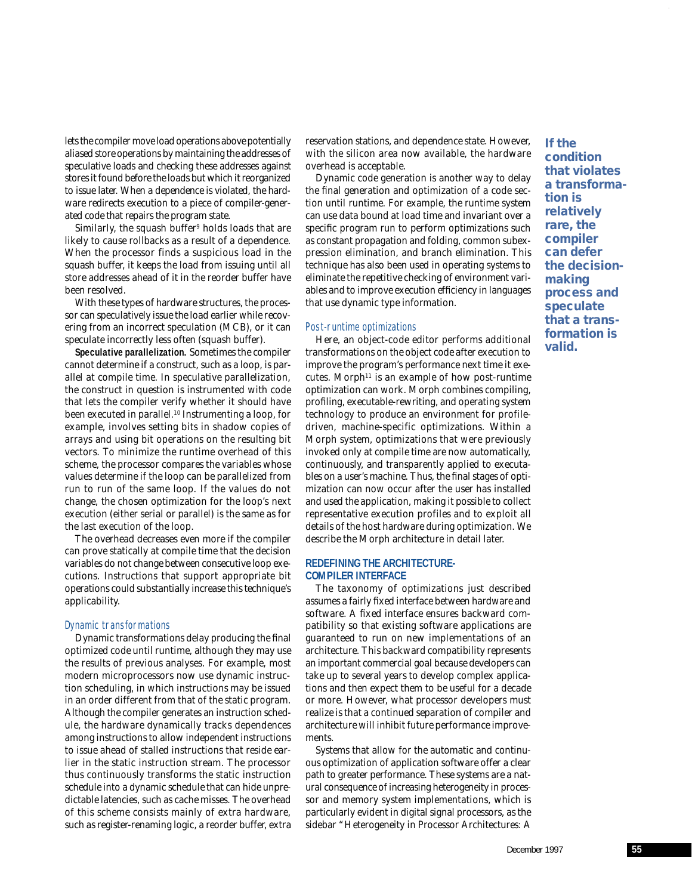lets the compiler move load operations above potentially aliased store operations by maintaining the addresses of speculative loads and checking these addresses against stores it found before the loads but which it reorganized to issue later. When a dependence is violated, the hardware redirects execution to a piece of compiler-generated code that repairs the program state.

Similarly, the squash buffer[9] holds loads that are likely to cause rollbacks as a result of a dependence. When the processor finds a suspicious load in the squash buffer, it keeps the load from issuing until all store addresses ahead of it in the reorder buffer have been resolved.

With these types of hardware structures, the processor can speculatively issue the load earlier while recovering from an incorrect speculation (MCB), or it can speculate incorrectly less often (squash buffer).

**Speculative parallelization.** Sometimes the compiler cannot determine if a construct, such as a loop, is parallel at compile time. In speculative parallelization, the construct in question is instrumented with code that lets the compiler verify whether it should have been executed in parallel.[10] Instrumenting a loop, for example, involves setting bits in shadow copies of arrays and using bit operations on the resulting bit vectors. To minimize the runtime overhead of this scheme, the processor compares the variables whose values determine if the loop can be parallelized from run to run of the same loop. If the values do not change, the chosen optimization for the loop's next execution (either serial or parallel) is the same as for the last execution of the loop.

The overhead decreases even more if the compiler can prove statically at compile time that the decision variables do not change between consecutive loop executions. Instructions that support appropriate bit operations could substantially increase this technique's applicability.

### *Dynamic transformations*

Dynamic transformations delay producing the final optimized code until runtime, although they may use the results of previous analyses. For example, most modern microprocessors now use dynamic instruction scheduling, in which instructions may be issued in an order different from that of the static program. Although the compiler generates an instruction schedule, the hardware dynamically tracks dependences among instructions to allow independent instructions to issue ahead of stalled instructions that reside earlier in the static instruction stream. The processor thus continuously transforms the static instruction schedule into a dynamic schedule that can hide unpredictable latencies, such as cache misses. The overhead of this scheme consists mainly of extra hardware, such as register-renaming logic, a reorder buffer, extra reservation stations, and dependence state. However, with the silicon area now available, the hardware overhead is acceptable.

Dynamic code generation is another way to delay the final generation and optimization of a code section until runtime. For example, the runtime system can use data bound at load time and invariant over a specific program run to perform optimizations such as constant propagation and folding, common subexpression elimination, and branch elimination. This technique has also been used in operating systems to eliminate the repetitive checking of environment variables and to improve execution efficiency in languages that use dynamic type information.

### *Post-runtime optimizations*

Here, an object-code editor performs additional transformations on the object code after execution to improve the program's performance next time it executes. Morph[11] is an example of how post-runtime optimization can work. Morph combines compiling, profiling, executable-rewriting, and operating system technology to produce an environment for profile-driven, machine-specific optimizations. Within a Morph system, optimizations that were previously invoked only at compile time are now automatically, continuously, and transparently applied to executables on a user's machine. Thus, the final stages of optimization can now occur after the user has installed and used the application, making it possible to collect representative execution profiles and to exploit all details of the host hardware during optimization. We describe the Morph architecture in detail later.

## REDEFINING THE ARCHITECTURE-COMPILER INTERFACE

The taxonomy of optimizations just described assumes a fairly fixed interface between hardware and software. A fixed interface ensures backward compatibility so that existing software applications are guaranteed to run on new implementations of an architecture. This backward compatibility represents an important commercial goal because developers can take up to several years to develop complex applications and then expect them to be useful for a decade or more. However, what processor developers must realize is that a continued separation of compiler and architecture will inhibit future performance improvements.

Systems that allow for the automatic and continuous optimization of application software offer a clear path to greater performance. These systems are a natural consequence of increasing heterogeneity in processor and memory system implementations, which is particularly evident in digital signal processors, as the sidebar "Heterogeneity in Processor Architectures: A

**If the condition that violates a transformation is relatively rare, the compiler can defer the decision-making process and speculate that a transformation is valid.**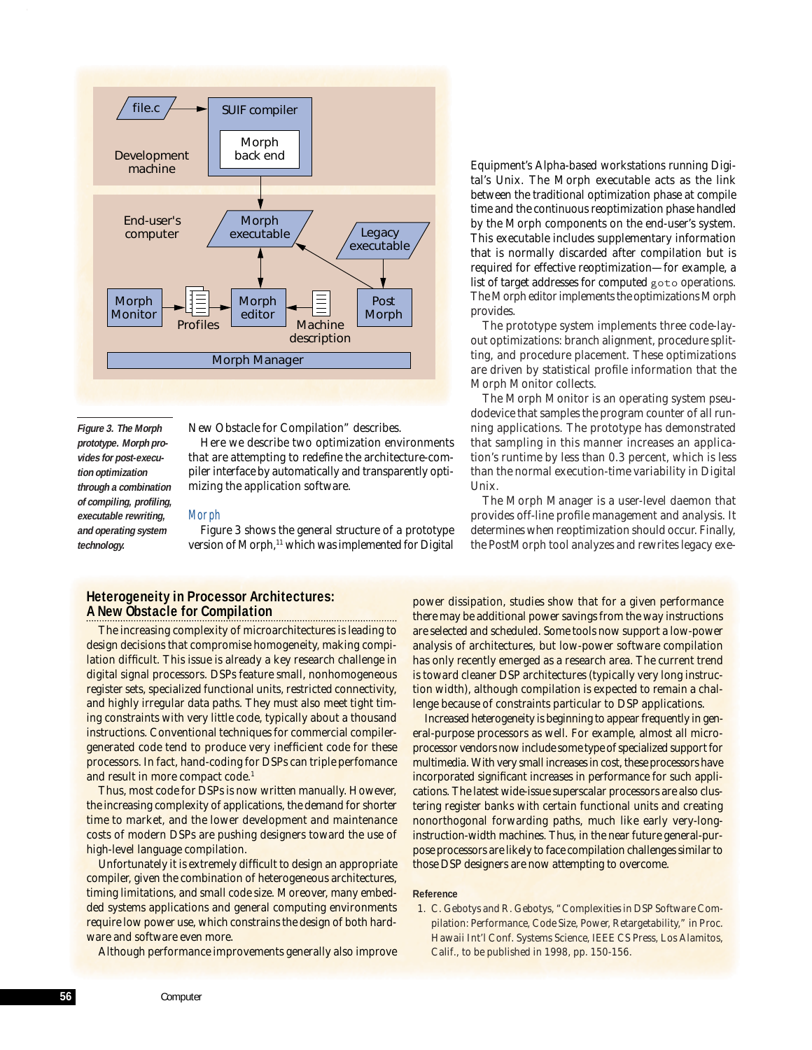Figure 3. The Morph prototype. Morph provides for post-execution optimization through a combination of compiling, profiling, executable rewriting, and operating system technology.

New Obstacle for Compilation" describes.

Here we describe two optimization environments that are attempting to redefine the architecture-compiler interface by automatically and transparently optimizing the application software.

### Morph

Figure 3 shows the general structure of a prototype version of Morph,[11] which was implemented for Digital Equipment's Alpha-based workstations running Digital's Unix. The Morph executable acts as the link between the traditional optimization phase at compile time and the continuous reoptimization phase handled by the Morph components on the end-user's system. This executable includes supplementary information that is normally discarded after compilation but is required for effective reoptimization—for example, a list of target addresses for computed `goto` operations. The Morph editor implements the optimizations Morph provides.

The prototype system implements three code-layout optimizations: branch alignment, procedure splitting, and procedure placement. These optimizations are driven by statistical profile information that the Morph Monitor collects.

The Morph Monitor is an operating system pseudodevice that samples the program counter of all running applications. The prototype has demonstrated that sampling in this manner increases an application's runtime by less than 0.3 percent, which is less than the normal execution-time variability in Digital Unix.

The Morph Manager is a user-level daemon that provides off-line profile management and analysis. It determines when reoptimization should occur. Finally, the PostMorph tool analyzes and rewrites legacy exe-

---

## Heterogeneity in Processor Architectures: A New Obstacle for Compilation

The increasing complexity of microarchitectures is leading to design decisions that compromise homogeneity, making compilation difficult. This issue is already a key research challenge in digital signal processors. DSPs feature small, nonhomogeneous register sets, specialized functional units, restricted connectivity, and highly irregular data paths. They must also meet tight timing constraints with very little code, typically about a thousand instructions. Conventional techniques for commercial compiler-generated code tend to produce very inefficient code for these processors. In fact, hand-coding for DSPs can triple perfomance and result in more compact code.[1]

Thus, most code for DSPs is now written manually. However, the increasing complexity of applications, the demand for shorter time to market, and the lower development and maintenance costs of modern DSPs are pushing designers toward the use of high-level language compilation.

Unfortunately it is extremely difficult to design an appropriate compiler, given the combination of heterogeneous architectures, timing limitations, and small code size. Moreover, many embedded systems applications and general computing environments require low power use, which constrains the design of both hardware and software even more.

Although performance improvements generally also improve power dissipation, studies show that for a given performance there may be additional power savings from the way instructions are selected and scheduled. Some tools now support a low-power analysis of architectures, but low-power software compilation has only recently emerged as a research area. The current trend is toward cleaner DSP architectures (typically very long instruction width), although compilation is expected to remain a challenge because of constraints particular to DSP applications.

Increased heterogeneity is beginning to appear frequently in general-purpose processors as well. For example, almost all microprocessor vendors now include some type of specialized support for multimedia. With very small increases in cost, these processors have incorporated significant increases in performance for such applications. The latest wide-issue superscalar processors are also clustering register banks with certain functional units and creating nonorthogonal forwarding paths, much like early very-long-instruction-width machines. Thus, in the near future general-purpose processors are likely to face compilation challenges similar to those DSP designers are now attempting to overcome.

### Reference

1. C. Gebotys and R. Gebotys, "Complexities in DSP Software Compilation: Performance, Code Size, Power, Retargetability," in Proc. Hawaii Int'l Conf. Systems Science, IEEE CS Press, Los Alamitos, Calif., to be published in 1998, pp. 150-156.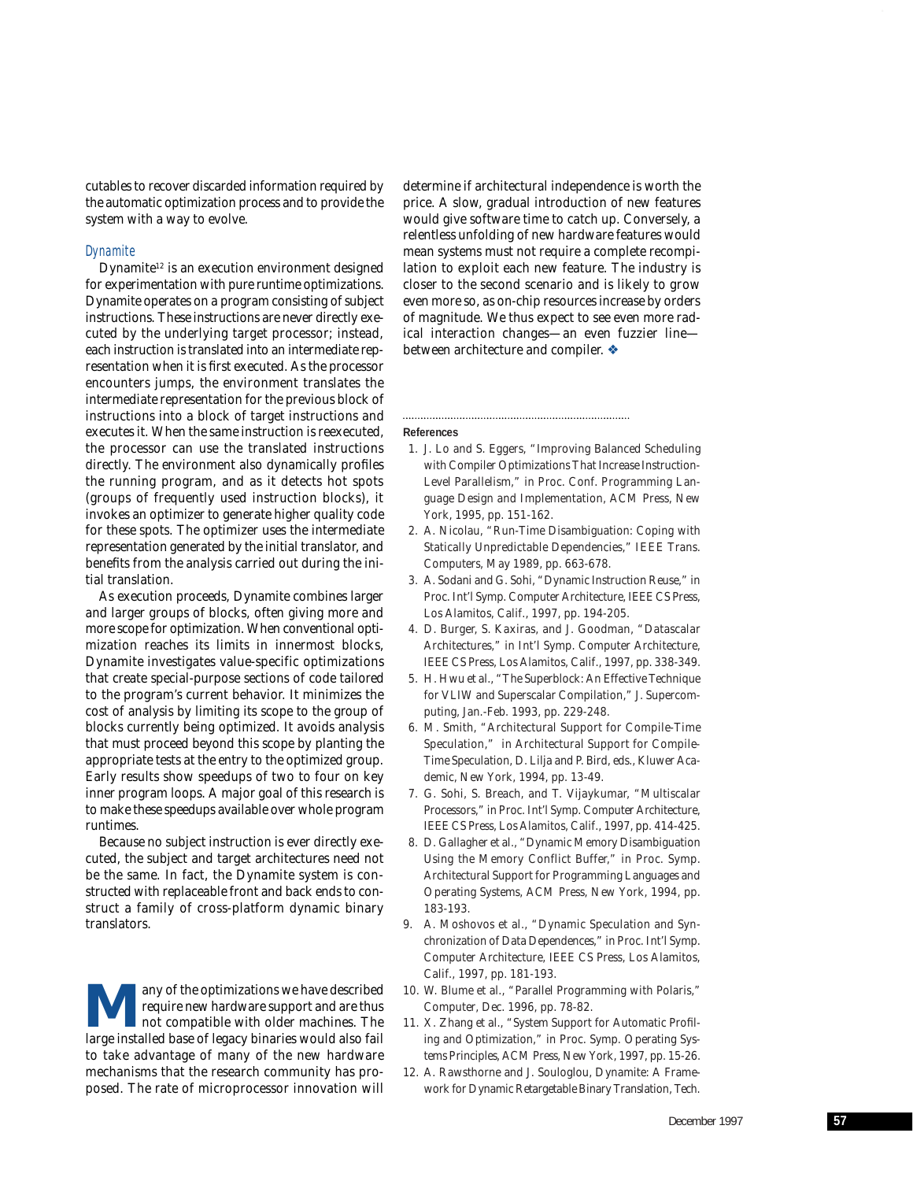cutables to recover discarded information required by the automatic optimization process and to provide the system with a way to evolve.

### *Dynamite*

Dynamite[12] is an execution environment designed for experimentation with pure runtime optimizations. Dynamite operates on a program consisting of subject instructions. These instructions are never directly executed by the underlying target processor; instead, each instruction is translated into an intermediate representation when it is first executed. As the processor encounters jumps, the environment translates the intermediate representation for the previous block of instructions into a block of target instructions and executes it. When the same instruction is reexecuted, the processor can use the translated instructions directly. The environment also dynamically profiles the running program, and as it detects hot spots (groups of frequently used instruction blocks), it invokes an optimizer to generate higher quality code for these spots. The optimizer uses the intermediate representation generated by the initial translator, and benefits from the analysis carried out during the initial translation.

As execution proceeds, Dynamite combines larger and larger groups of blocks, often giving more and more scope for optimization. When conventional optimization reaches its limits in innermost blocks, Dynamite investigates value-specific optimizations that create special-purpose sections of code tailored to the program's current behavior. It minimizes the cost of analysis by limiting its scope to the group of blocks currently being optimized. It avoids analysis that must proceed beyond this scope by planting the appropriate tests at the entry to the optimized group. Early results show speedups of two to four on key inner program loops. A major goal of this research is to make these speedups available over whole program runtimes.

Because no subject instruction is ever directly executed, the subject and target architectures need not be the same. In fact, the Dynamite system is constructed with replaceable front and back ends to construct a family of cross-platform dynamic binary translators.

Many of the optimizations we have described require new hardware support and are thus not compatible with older machines. The large installed base of legacy binaries would also fail to take advantage of many of the new hardware mechanisms that the research community has proposed. The rate of microprocessor innovation will determine if architectural independence is worth the price. A slow, gradual introduction of new features would give software time to catch up. Conversely, a relentless unfolding of new hardware features would mean systems must not require a complete recompilation to exploit each new feature. The industry is closer to the second scenario and is likely to grow even more so, as on-chip resources increase by orders of magnitude. We thus expect to see even more radical interaction changes—an even fuzzier line—between architecture and compiler. ❖

**References**

1. J. Lo and S. Eggers, "Improving Balanced Scheduling with Compiler Optimizations That Increase Instruction-Level Parallelism," in *Proc. Conf. Programming Language Design and Implementation*, ACM Press, New York, 1995, pp. 151-162.
2. A. Nicolau, "Run-Time Disambiguation: Coping with Statically Unpredictable Dependencies," *IEEE Trans. Computers*, May 1989, pp. 663-678.
3. A. Sodani and G. Sohi, "Dynamic Instruction Reuse," in *Proc. Int'l Symp. Computer Architecture*, IEEE CS Press, Los Alamitos, Calif., 1997, pp. 194-205.
4. D. Burger, S. Kaxiras, and J. Goodman, "Datascalar Architectures," in *Int'l Symp. Computer Architecture*, IEEE CS Press, Los Alamitos, Calif., 1997, pp. 338-349.
5. H. Hwu et al., "The Superblock: An Effective Technique for VLIW and Superscalar Compilation," *J. Supercomputing*, Jan.-Feb. 1993, pp. 229-248.
6. M. Smith, "Architectural Support for Compile-Time Speculation," in *Architectural Support for Compile-Time Speculation*, D. Lilja and P. Bird, eds., Kluwer Academic, New York, 1994, pp. 13-49.
7. G. Sohi, S. Breach, and T. Vijaykumar, "Multiscalar Processors," in *Proc. Int'l Symp. Computer Architecture*, IEEE CS Press, Los Alamitos, Calif., 1997, pp. 414-425.
8. D. Gallagher et al., "Dynamic Memory Disambiguation Using the Memory Conflict Buffer," in *Proc. Symp. Architectural Support for Programming Languages and Operating Systems*, ACM Press, New York, 1994, pp. 183-193.
9. A. Moshovos et al., "Dynamic Speculation and Synchronization of Data Dependences," in *Proc. Int'l Symp. Computer Architecture*, IEEE CS Press, Los Alamitos, Calif., 1997, pp. 181-193.
10. W. Blume et al., "Parallel Programming with Polaris," *Computer*, Dec. 1996, pp. 78-82.
11. X. Zhang et al., "System Support for Automatic Profiling and Optimization," in *Proc. Symp. Operating Systems Principles*, ACM Press, New York, 1997, pp. 15-26.
12. A. Rawsthorne and J. Souloglou, *Dynamite: A Framework for Dynamic Retargetable Binary Translation*, Tech.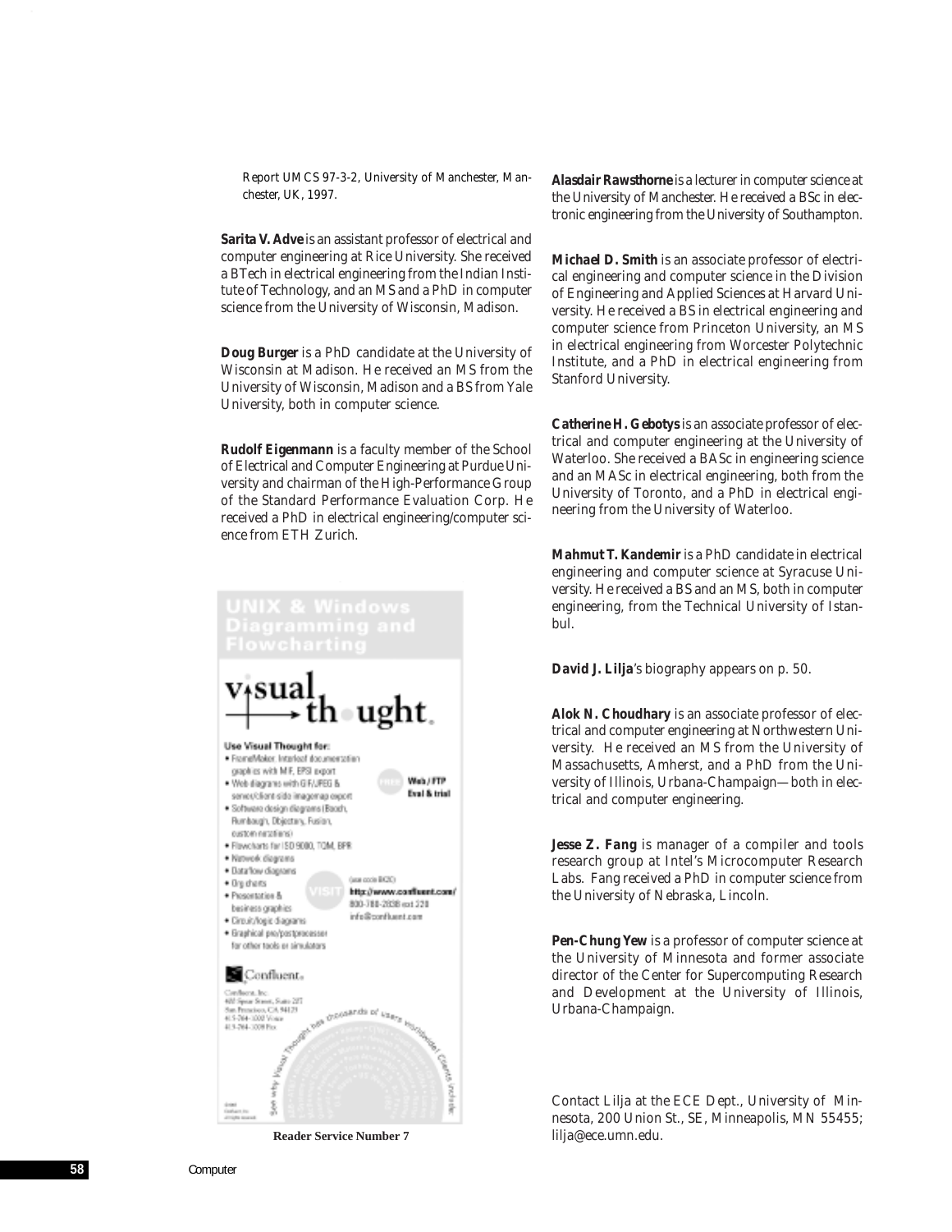Report UMCS 97-3-2, University of Manchester, Manchester, UK, 1997.

**Sarita V. Adve** is an assistant professor of electrical and computer engineering at Rice University. She received a BTech in electrical engineering from the Indian Institute of Technology, and an MS and a PhD in computer science from the University of Wisconsin, Madison.

**Doug Burger** is a PhD candidate at the University of Wisconsin at Madison. He received an MS from the University of Wisconsin, Madison and a BS from Yale University, both in computer science.

**Rudolf Eigenmann** is a faculty member of the School of Electrical and Computer Engineering at Purdue University and chairman of the High-Performance Group of the Standard Performance Evaluation Corp. He received a PhD in electrical engineering/computer science from ETH Zurich.

**Alasdair Rawsthorne** is a lecturer in computer science at the University of Manchester. He received a BSc in electronic engineering from the University of Southampton.

**Michael D. Smith** is an associate professor of electrical engineering and computer science in the Division of Engineering and Applied Sciences at Harvard University. He received a BS in electrical engineering and computer science from Princeton University, an MS in electrical engineering from Worcester Polytechnic Institute, and a PhD in electrical engineering from Stanford University.

**Catherine H. Gebotys** is an associate professor of electrical and computer engineering at the University of Waterloo. She received a BASc in engineering science and an MASc in electrical engineering, both from the University of Toronto, and a PhD in electrical engineering from the University of Waterloo.

**Mahmut T. Kandemir** is a PhD candidate in electrical engineering and computer science at Syracuse University. He received a BS and an MS, both in computer engineering, from the Technical University of Istanbul.

**David J. Lilja**'s biography appears on p. 50.

**Alok N. Choudhary** is an associate professor of electrical and computer engineering at Northwestern University. He received an MS from the University of Massachusetts, Amherst, and a PhD from the University of Illinois, Urbana-Champaign—both in electrical and computer engineering.

**Jesse Z. Fang** is manager of a compiler and tools research group at Intel's Microcomputer Research Labs. Fang received a PhD in computer science from the University of Nebraska, Lincoln.

**Pen-Chung Yew** is a professor of computer science at the University of Minnesota and former associate director of the Center for Supercomputing Research and Development at the University of Illinois, Urbana-Champaign.

Contact Lilja at the ECE Dept., University of Minnesota, 200 Union St., SE, Minneapolis, MN 55455; lilja@ece.umn.edu.

**Reader Service Number 7**